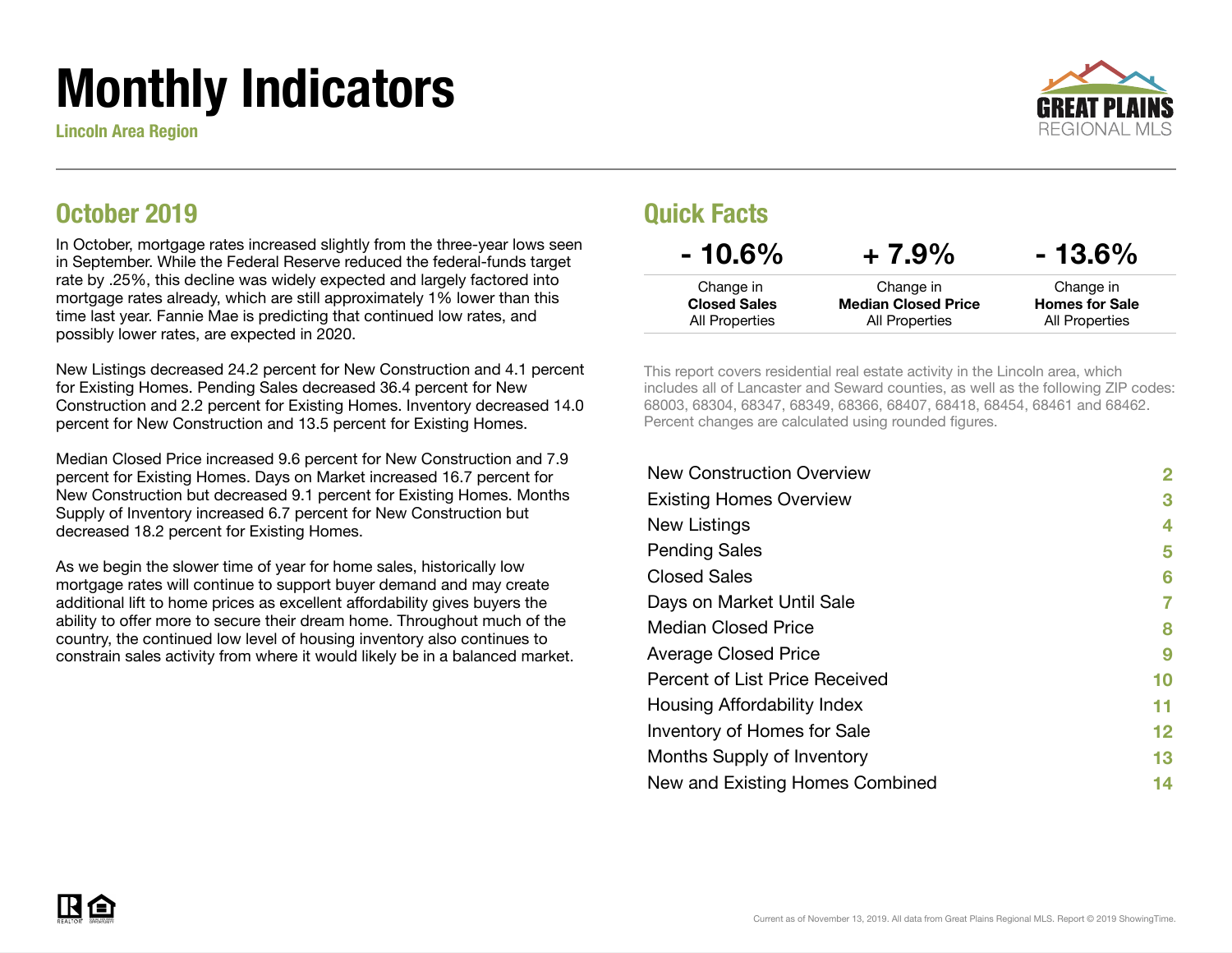# Monthly Indicators

**Lincoln Area Region**

GREAT PLAINS REGIONAL MLS

## October 2019

In October, mortgage rates increased slightly from the three-year lows seen in September. While the Federal Reserve reduced the federal-funds target rate by .25%, this decline was widely expected and largely factored into mortgage rates already, which are still approximately 1% lower than this time last year. Fannie Mae is predicting that continued low rates, and possibly lower rates, are expected in 2020.

New Listings decreased 24.2 percent for New Construction and 4.1 percent for Existing Homes. Pending Sales decreased 36.4 percent for New Construction and 2.2 percent for Existing Homes. Inventory decreased 14.0 percent for New Construction and 13.5 percent for Existing Homes.

Median Closed Price increased 9.6 percent for New Construction and 7.9 percent for Existing Homes. Days on Market increased 16.7 percent for New Construction but decreased 9.1 percent for Existing Homes. Months Supply of Inventory increased 6.7 percent for New Construction but decreased 18.2 percent for Existing Homes.

As we begin the slower time of year for home sales, historically low mortgage rates will continue to support buyer demand and may create additional lift to home prices as excellent affordability gives buyers the ability to offer more to secure their dream home. Throughout much of the country, the continued low level of housing inventory also continues to constrain sales activity from where it would likely be in a balanced market.

## Quick Facts

| - 10.6% | + 7.9% | - 13.6% |
|---|---|---|
| Change in **Closed Sales** All Properties | Change in **Median Closed Price** All Properties | Change in **Homes for Sale** All Properties |

This report covers residential real estate activity in the Lincoln area, which includes all of Lancaster and Seward counties, as well as the following ZIP codes: 68003, 68304, 68347, 68349, 68366, 68407, 68418, 68454, 68461 and 68462. Percent changes are calculated using rounded figures.

| | |
|---|---|
| New Construction Overview | 2 |
| Existing Homes Overview | 3 |
| New Listings | 4 |
| Pending Sales | 5 |
| Closed Sales | 6 |
| Days on Market Until Sale | 7 |
| Median Closed Price | 8 |
| Average Closed Price | 9 |
| Percent of List Price Received | 10 |
| Housing Affordability Index | 11 |
| Inventory of Homes for Sale | 12 |
| Months Supply of Inventory | 13 |
| New and Existing Homes Combined | 14 |

Current as of November 13, 2019. All data from Great Plains Regional MLS. Report © 2019 ShowingTime.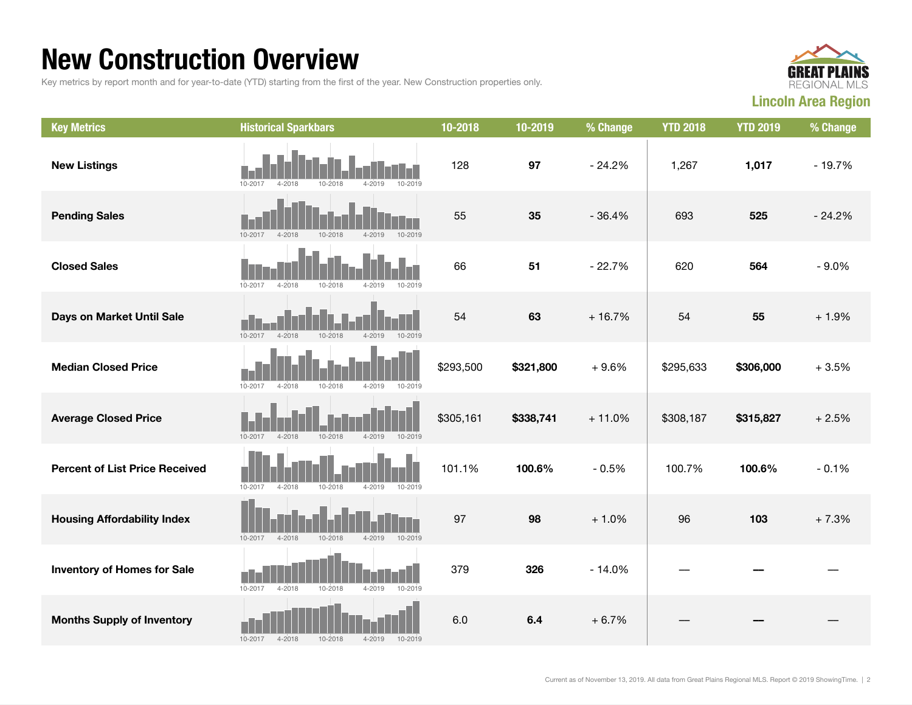# New Construction Overview

Key metrics by report month and for year-to-date (YTD) starting from the first of the year. New Construction properties only.

GREAT PLAINS REGIONAL MLS

**Lincoln Area Region**

| Key Metrics | Historical Sparkbars | 10-2018 | 10-2019 | % Change | YTD 2018 | YTD 2019 | % Change |
|---|---|---|---|---|---|---|---|
| **New Listings** | 10-2017 4-2018 10-2018 4-2019 10-2019 | 128 | **97** | - 24.2% | 1,267 | **1,017** | - 19.7% |
| **Pending Sales** | 10-2017 4-2018 10-2018 4-2019 10-2019 | 55 | **35** | - 36.4% | 693 | **525** | - 24.2% |
| **Closed Sales** | 10-2017 4-2018 10-2018 4-2019 10-2019 | 66 | **51** | - 22.7% | 620 | **564** | - 9.0% |
| **Days on Market Until Sale** | 10-2017 4-2018 10-2018 4-2019 10-2019 | 54 | **63** | + 16.7% | 54 | **55** | + 1.9% |
| **Median Closed Price** | 10-2017 4-2018 10-2018 4-2019 10-2019 | $293,500 | **$321,800** | + 9.6% | $295,633 | **$306,000** | + 3.5% |
| **Average Closed Price** | 10-2017 4-2018 10-2018 4-2019 10-2019 | $305,161 | **$338,741** | + 11.0% | $308,187 | **$315,827** | + 2.5% |
| **Percent of List Price Received** | 10-2017 4-2018 10-2018 4-2019 10-2019 | 101.1% | **100.6%** | - 0.5% | 100.7% | **100.6%** | - 0.1% |
| **Housing Affordability Index** | 10-2017 4-2018 10-2018 4-2019 10-2019 | 97 | **98** | + 1.0% | 96 | **103** | + 7.3% |
| **Inventory of Homes for Sale** | 10-2017 4-2018 10-2018 4-2019 10-2019 | 379 | **326** | - 14.0% | — | **—** | — |
| **Months Supply of Inventory** | 10-2017 4-2018 10-2018 4-2019 10-2019 | 6.0 | **6.4** | + 6.7% | — | **—** | — |

Current as of November 13, 2019. All data from Great Plains Regional MLS. Report © 2019 ShowingTime.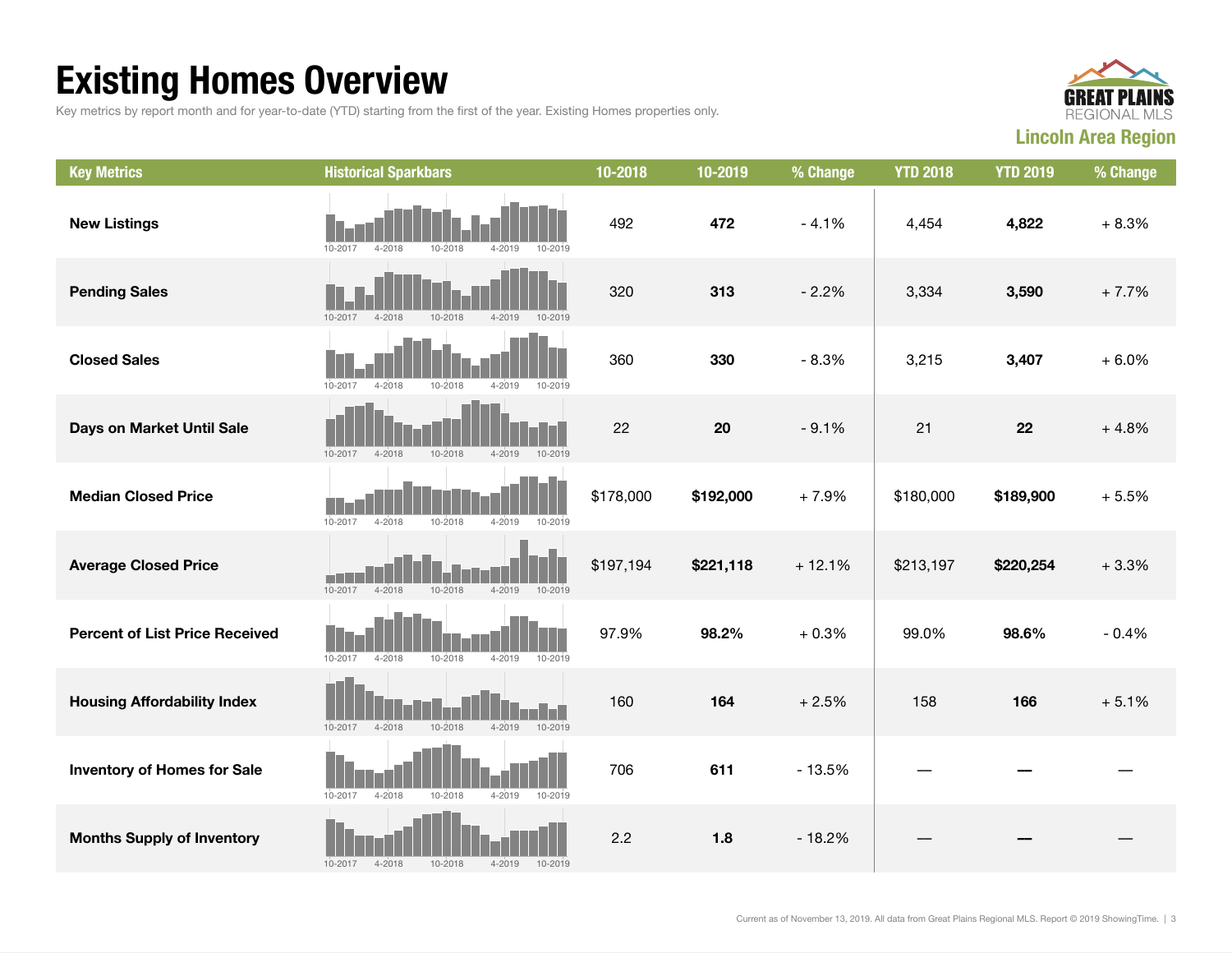# Existing Homes Overview

Key metrics by report month and for year-to-date (YTD) starting from the first of the year. Existing Homes properties only.

**GREAT PLAINS REGIONAL MLS**

**Lincoln Area Region**

| Key Metrics | Historical Sparkbars | 10-2018 | 10-2019 | % Change | YTD 2018 | YTD 2019 | % Change |
|---|---|---|---|---|---|---|---|
| **New Listings** | 10-2017 4-2018 10-2018 4-2019 10-2019 | 492 | **472** | - 4.1% | 4,454 | **4,822** | + 8.3% |
| **Pending Sales** | 10-2017 4-2018 10-2018 4-2019 10-2019 | 320 | **313** | - 2.2% | 3,334 | **3,590** | + 7.7% |
| **Closed Sales** | 10-2017 4-2018 10-2018 4-2019 10-2019 | 360 | **330** | - 8.3% | 3,215 | **3,407** | + 6.0% |
| **Days on Market Until Sale** | 10-2017 4-2018 10-2018 4-2019 10-2019 | 22 | **20** | - 9.1% | 21 | **22** | + 4.8% |
| **Median Closed Price** | 10-2017 4-2018 10-2018 4-2019 10-2019 | $178,000 | **$192,000** | + 7.9% | $180,000 | **$189,900** | + 5.5% |
| **Average Closed Price** | 10-2017 4-2018 10-2018 4-2019 10-2019 | $197,194 | **$221,118** | + 12.1% | $213,197 | **$220,254** | + 3.3% |
| **Percent of List Price Received** | 10-2017 4-2018 10-2018 4-2019 10-2019 | 97.9% | **98.2%** | + 0.3% | 99.0% | **98.6%** | - 0.4% |
| **Housing Affordability Index** | 10-2017 4-2018 10-2018 4-2019 10-2019 | 160 | **164** | + 2.5% | 158 | **166** | + 5.1% |
| **Inventory of Homes for Sale** | 10-2017 4-2018 10-2018 4-2019 10-2019 | 706 | **611** | - 13.5% | — | **—** | — |
| **Months Supply of Inventory** | 10-2017 4-2018 10-2018 4-2019 10-2019 | 2.2 | **1.8** | - 18.2% | — | **—** | — |

Current as of November 13, 2019. All data from Great Plains Regional MLS. Report © 2019 ShowingTime.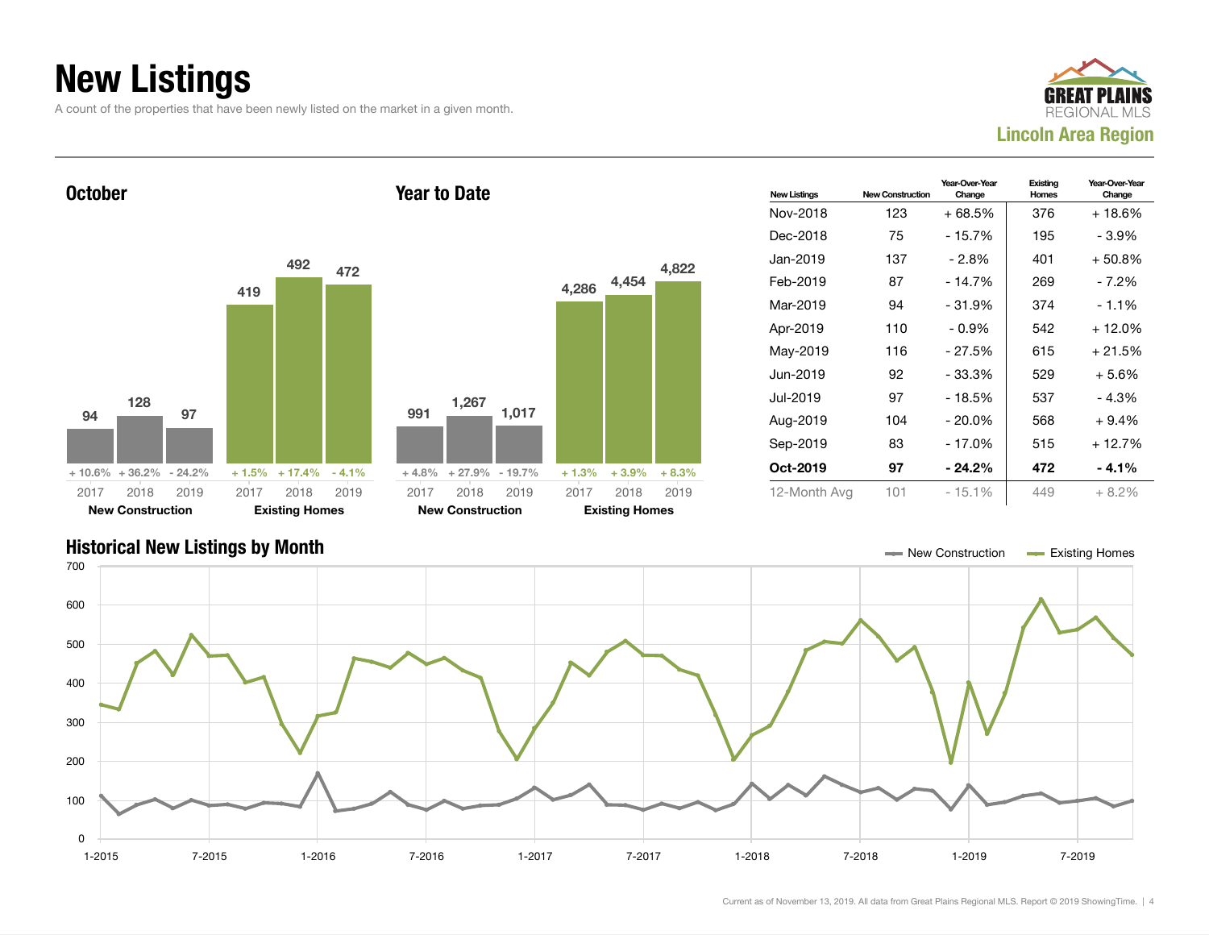# New Listings

A count of the properties that have been newly listed on the market in a given month.

GREAT PLAINS REGIONAL MLS
Lincoln Area Region

## October

| | 2017 | 2018 | 2019 |
|---|---|---|---|
| New Construction | 94 | 128 | 97 |
| Change | + 10.6% | + 36.2% | - 24.2% |
| Existing Homes | 419 | 492 | 472 |
| Change | + 1.5% | + 17.4% | - 4.1% |

## Year to Date

| | 2017 | 2018 | 2019 |
|---|---|---|---|
| New Construction | 991 | 1,267 | 1,017 |
| Change | + 4.8% | + 27.9% | - 19.7% |
| Existing Homes | 4,286 | 4,454 | 4,822 |
| Change | + 1.3% | + 3.9% | + 8.3% |

| New Listings | New Construction | Year-Over-Year Change | Existing Homes | Year-Over-Year Change |
|---|---|---|---|---|
| Nov-2018 | 123 | + 68.5% | 376 | + 18.6% |
| Dec-2018 | 75 | - 15.7% | 195 | - 3.9% |
| Jan-2019 | 137 | - 2.8% | 401 | + 50.8% |
| Feb-2019 | 87 | - 14.7% | 269 | - 7.2% |
| Mar-2019 | 94 | - 31.9% | 374 | - 1.1% |
| Apr-2019 | 110 | - 0.9% | 542 | + 12.0% |
| May-2019 | 116 | - 27.5% | 615 | + 21.5% |
| Jun-2019 | 92 | - 33.3% | 529 | + 5.6% |
| Jul-2019 | 97 | - 18.5% | 537 | - 4.3% |
| Aug-2019 | 104 | - 20.0% | 568 | + 9.4% |
| Sep-2019 | 83 | - 17.0% | 515 | + 12.7% |
| **Oct-2019** | **97** | **- 24.2%** | **472** | **- 4.1%** |
| 12-Month Avg | 101 | - 15.1% | 449 | + 8.2% |

## Historical New Listings by Month

Legend: New Construction, Existing Homes

Y-axis: 0, 100, 200, 300, 400, 500, 600, 700
X-axis: 1-2015, 7-2015, 1-2016, 7-2016, 1-2017, 7-2017, 1-2018, 7-2018, 1-2019, 7-2019

Current as of November 13, 2019. All data from Great Plains Regional MLS. Report © 2019 ShowingTime.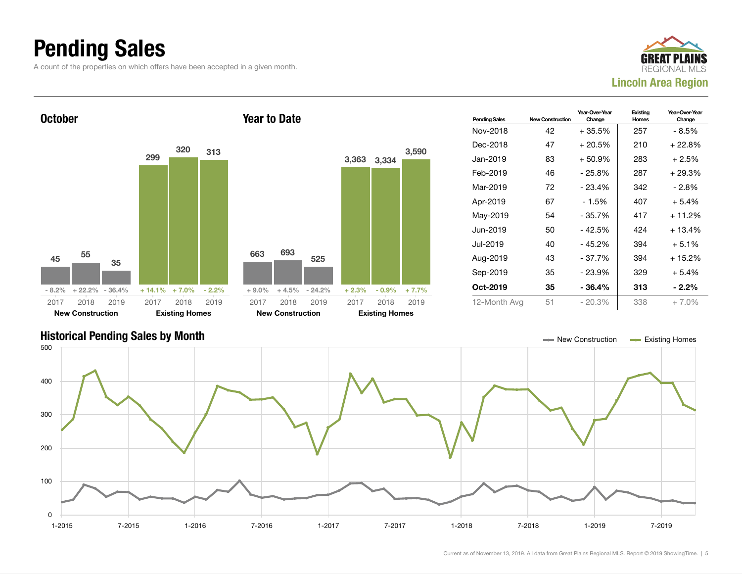# Pending Sales

A count of the properties on which offers have been accepted in a given month.

GREAT PLAINS REGIONAL MLS
**Lincoln Area Region**

## October

| | 2017 | 2018 | 2019 |
|---|---|---|---|
| New Construction | 45 | 55 | 35 |
| Change | - 8.2% | + 22.2% | - 36.4% |
| Existing Homes | 299 | 320 | 313 |
| Change | + 14.1% | + 7.0% | - 2.2% |

## Year to Date

| | 2017 | 2018 | 2019 |
|---|---|---|---|
| New Construction | 663 | 693 | 525 |
| Change | + 9.0% | + 4.5% | - 24.2% |
| Existing Homes | 3,363 | 3,334 | 3,590 |
| Change | + 2.3% | - 0.9% | + 7.7% |

| Pending Sales | New Construction | Year-Over-Year Change | Existing Homes | Year-Over-Year Change |
|---|---|---|---|---|
| Nov-2018 | 42 | + 35.5% | 257 | - 8.5% |
| Dec-2018 | 47 | + 20.5% | 210 | + 22.8% |
| Jan-2019 | 83 | + 50.9% | 283 | + 2.5% |
| Feb-2019 | 46 | - 25.8% | 287 | + 29.3% |
| Mar-2019 | 72 | - 23.4% | 342 | - 2.8% |
| Apr-2019 | 67 | - 1.5% | 407 | + 5.4% |
| May-2019 | 54 | - 35.7% | 417 | + 11.2% |
| Jun-2019 | 50 | - 42.5% | 424 | + 13.4% |
| Jul-2019 | 40 | - 45.2% | 394 | + 5.1% |
| Aug-2019 | 43 | - 37.7% | 394 | + 15.2% |
| Sep-2019 | 35 | - 23.9% | 329 | + 5.4% |
| **Oct-2019** | **35** | **- 36.4%** | **313** | **- 2.2%** |
| 12-Month Avg | 51 | - 20.3% | 338 | + 7.0% |

## Historical Pending Sales by Month

New Construction — Existing Homes

Current as of November 13, 2019. All data from Great Plains Regional MLS. Report © 2019 ShowingTime.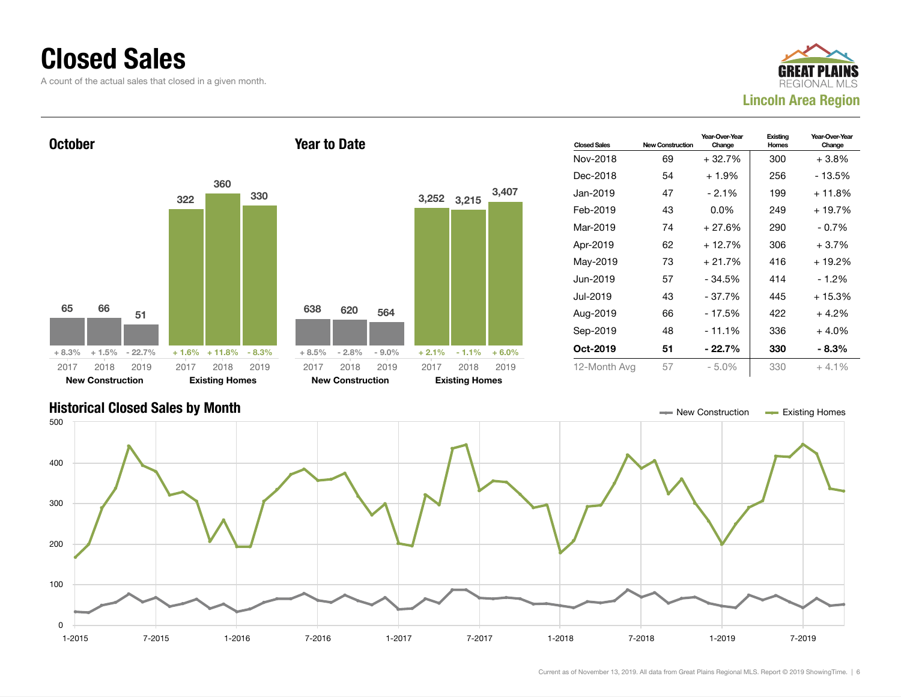# Closed Sales

A count of the actual sales that closed in a given month.

GREAT PLAINS REGIONAL MLS

**Lincoln Area Region**

## October

| | New Construction | | | Existing Homes | | |
|---|---|---|---|---|---|---|
| | 2017 | 2018 | 2019 | 2017 | 2018 | 2019 |
| Closed Sales | 65 | 66 | 51 | 322 | 360 | 330 |
| Change | + 8.3% | + 1.5% | - 22.7% | + 1.6% | + 11.8% | - 8.3% |

## Year to Date

| | New Construction | | | Existing Homes | | |
|---|---|---|---|---|---|---|
| | 2017 | 2018 | 2019 | 2017 | 2018 | 2019 |
| Closed Sales | 638 | 620 | 564 | 3,252 | 3,215 | 3,407 |
| Change | + 8.5% | - 2.8% | - 9.0% | + 2.1% | - 1.1% | + 6.0% |

| Closed Sales | New Construction | Year-Over-Year Change | Existing Homes | Year-Over-Year Change |
|---|---|---|---|---|
| Nov-2018 | 69 | + 32.7% | 300 | + 3.8% |
| Dec-2018 | 54 | + 1.9% | 256 | - 13.5% |
| Jan-2019 | 47 | - 2.1% | 199 | + 11.8% |
| Feb-2019 | 43 | 0.0% | 249 | + 19.7% |
| Mar-2019 | 74 | + 27.6% | 290 | - 0.7% |
| Apr-2019 | 62 | + 12.7% | 306 | + 3.7% |
| May-2019 | 73 | + 21.7% | 416 | + 19.2% |
| Jun-2019 | 57 | - 34.5% | 414 | - 1.2% |
| Jul-2019 | 43 | - 37.7% | 445 | + 15.3% |
| Aug-2019 | 66 | - 17.5% | 422 | + 4.2% |
| Sep-2019 | 48 | - 11.1% | 336 | + 4.0% |
| **Oct-2019** | **51** | **- 22.7%** | **330** | **- 8.3%** |
| 12-Month Avg | 57 | - 5.0% | 330 | + 4.1% |

## Historical Closed Sales by Month

New Construction — Existing Homes

Current as of November 13, 2019. All data from Great Plains Regional MLS. Report © 2019 ShowingTime.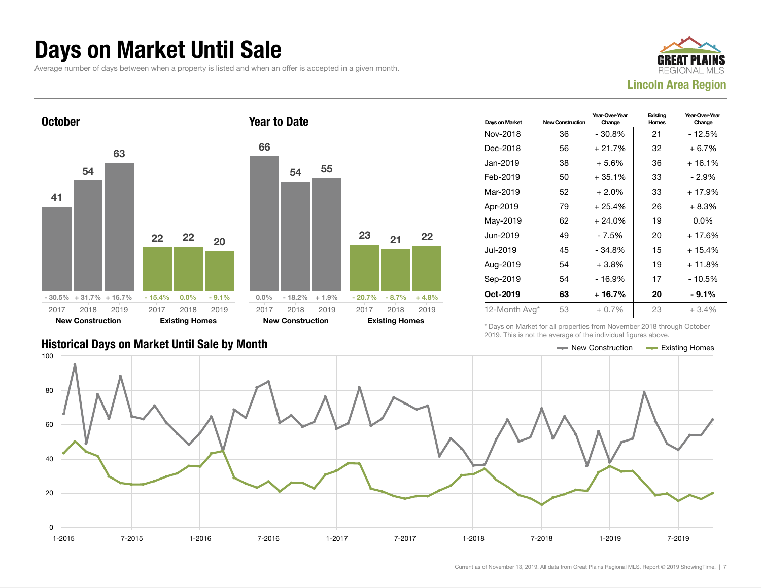# Days on Market Until Sale

Average number of days between when a property is listed and when an offer is accepted in a given month.

GREAT PLAINS REGIONAL MLS
**Lincoln Area Region**

## October

| | 2017 | 2018 | 2019 |
|---|---|---|---|
| New Construction | 41 | 54 | 63 |
| Change | - 30.5% | + 31.7% | + 16.7% |
| Existing Homes | 22 | 22 | 20 |
| Change | - 15.4% | 0.0% | - 9.1% |

## Year to Date

| | 2017 | 2018 | 2019 |
|---|---|---|---|
| New Construction | 66 | 54 | 55 |
| Change | 0.0% | - 18.2% | + 1.9% |
| Existing Homes | 23 | 21 | 22 |
| Change | - 20.7% | - 8.7% | + 4.8% |

| Days on Market | New Construction | Year-Over-Year Change | Existing Homes | Year-Over-Year Change |
|---|---|---|---|---|
| Nov-2018 | 36 | - 30.8% | 21 | - 12.5% |
| Dec-2018 | 56 | + 21.7% | 32 | + 6.7% |
| Jan-2019 | 38 | + 5.6% | 36 | + 16.1% |
| Feb-2019 | 50 | + 35.1% | 33 | - 2.9% |
| Mar-2019 | 52 | + 2.0% | 33 | + 17.9% |
| Apr-2019 | 79 | + 25.4% | 26 | + 8.3% |
| May-2019 | 62 | + 24.0% | 19 | 0.0% |
| Jun-2019 | 49 | - 7.5% | 20 | + 17.6% |
| Jul-2019 | 45 | - 34.8% | 15 | + 15.4% |
| Aug-2019 | 54 | + 3.8% | 19 | + 11.8% |
| Sep-2019 | 54 | - 16.9% | 17 | - 10.5% |
| **Oct-2019** | **63** | **+ 16.7%** | **20** | **- 9.1%** |
| 12-Month Avg* | 53 | + 0.7% | 23 | + 3.4% |

\* Days on Market for all properties from November 2018 through October 2019. This is not the average of the individual figures above.

## Historical Days on Market Until Sale by Month

Current as of November 13, 2019. All data from Great Plains Regional MLS. Report © 2019 ShowingTime.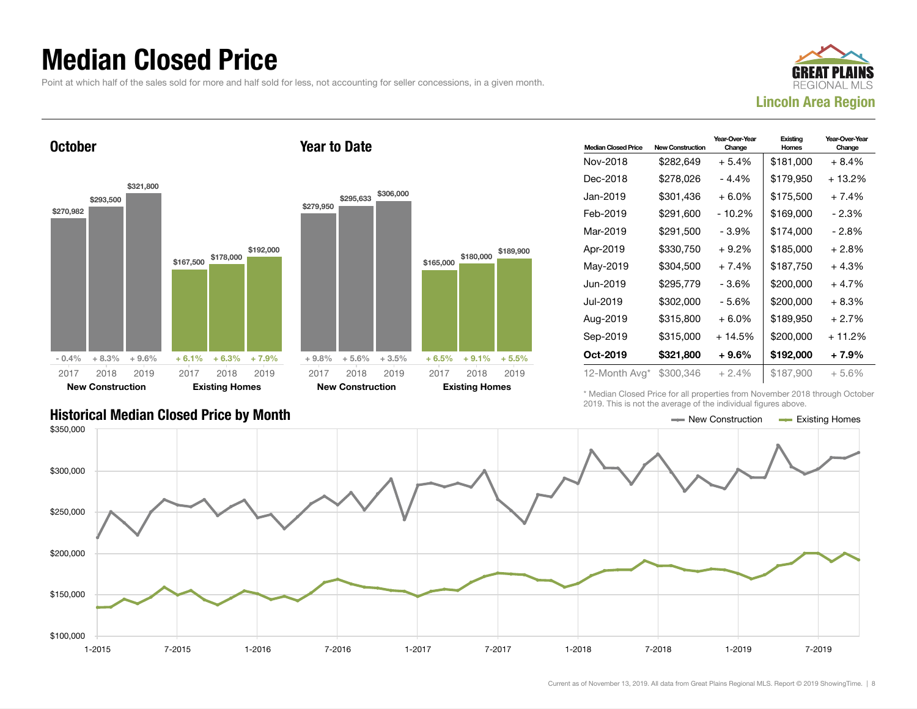# Median Closed Price

Point at which half of the sales sold for more and half sold for less, not accounting for seller concessions, in a given month.

**GREAT PLAINS REGIONAL MLS**
**Lincoln Area Region**

## October

| | 2017 | 2018 | 2019 |
|---|---|---|---|
| **New Construction** | $270,982 | $293,500 | $321,800 |
| Change | - 0.4% | + 8.3% | + 9.6% |
| **Existing Homes** | $167,500 | $178,000 | $192,000 |
| Change | + 6.1% | + 6.3% | + 7.9% |

## Year to Date

| | 2017 | 2018 | 2019 |
|---|---|---|---|
| **New Construction** | $279,950 | $295,633 | $306,000 |
| Change | + 9.8% | + 5.6% | + 3.5% |
| **Existing Homes** | $165,000 | $180,000 | $189,900 |
| Change | + 6.5% | + 9.1% | + 5.5% |

| Median Closed Price | New Construction | Year-Over-Year Change | Existing Homes | Year-Over-Year Change |
|---|---|---|---|---|
| Nov-2018 | $282,649 | + 5.4% | $181,000 | + 8.4% |
| Dec-2018 | $278,026 | - 4.4% | $179,950 | + 13.2% |
| Jan-2019 | $301,436 | + 6.0% | $175,500 | + 7.4% |
| Feb-2019 | $291,600 | - 10.2% | $169,000 | - 2.3% |
| Mar-2019 | $291,500 | - 3.9% | $174,000 | - 2.8% |
| Apr-2019 | $330,750 | + 9.2% | $185,000 | + 2.8% |
| May-2019 | $304,500 | + 7.4% | $187,750 | + 4.3% |
| Jun-2019 | $295,779 | - 3.6% | $200,000 | + 4.7% |
| Jul-2019 | $302,000 | - 5.6% | $200,000 | + 8.3% |
| Aug-2019 | $315,800 | + 6.0% | $189,950 | + 2.7% |
| Sep-2019 | $315,000 | + 14.5% | $200,000 | + 11.2% |
| **Oct-2019** | **$321,800** | **+ 9.6%** | **$192,000** | **+ 7.9%** |
| 12-Month Avg* | $300,346 | + 2.4% | $187,900 | + 5.6% |

\* Median Closed Price for all properties from November 2018 through October 2019. This is not the average of the individual figures above.

## Historical Median Closed Price by Month

Legend: New Construction, Existing Homes

Y-axis: $100,000 – $350,000; X-axis: 1-2015 through 7-2019

Current as of November 13, 2019. All data from Great Plains Regional MLS. Report © 2019 ShowingTime.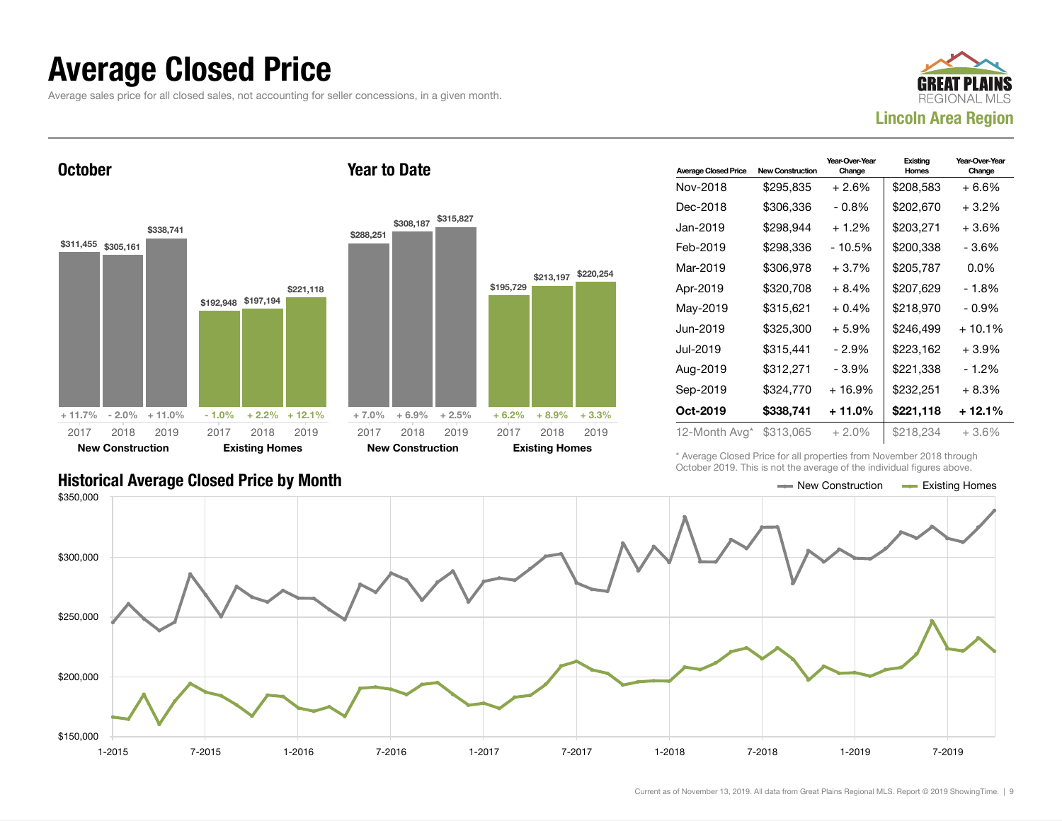# Average Closed Price

Average sales price for all closed sales, not accounting for seller concessions, in a given month.

GREAT PLAINS REGIONAL MLS

**Lincoln Area Region**

## October

| | 2017 | 2018 | 2019 |
|---|---|---|---|
| New Construction | $311,455 | $305,161 | $338,741 |
| Change | + 11.7% | - 2.0% | + 11.0% |
| Existing Homes | $192,948 | $197,194 | $221,118 |
| Change | - 1.0% | + 2.2% | + 12.1% |

## Year to Date

| | 2017 | 2018 | 2019 |
|---|---|---|---|
| New Construction | $288,251 | $308,187 | $315,827 |
| Change | + 7.0% | + 6.9% | + 2.5% |
| Existing Homes | $195,729 | $213,197 | $220,254 |
| Change | + 6.2% | + 8.9% | + 3.3% |

| Average Closed Price | New Construction | Year-Over-Year Change | Existing Homes | Year-Over-Year Change |
|---|---|---|---|---|
| Nov-2018 | $295,835 | + 2.6% | $208,583 | + 6.6% |
| Dec-2018 | $306,336 | - 0.8% | $202,670 | + 3.2% |
| Jan-2019 | $298,944 | + 1.2% | $203,271 | + 3.6% |
| Feb-2019 | $298,336 | - 10.5% | $200,338 | - 3.6% |
| Mar-2019 | $306,978 | + 3.7% | $205,787 | 0.0% |
| Apr-2019 | $320,708 | + 8.4% | $207,629 | - 1.8% |
| May-2019 | $315,621 | + 0.4% | $218,970 | - 0.9% |
| Jun-2019 | $325,300 | + 5.9% | $246,499 | + 10.1% |
| Jul-2019 | $315,441 | - 2.9% | $223,162 | + 3.9% |
| Aug-2019 | $312,271 | - 3.9% | $221,338 | - 1.2% |
| Sep-2019 | $324,770 | + 16.9% | $232,251 | + 8.3% |
| **Oct-2019** | **$338,741** | **+ 11.0%** | **$221,118** | **+ 12.1%** |
| 12-Month Avg* | $313,065 | + 2.0% | $218,234 | + 3.6% |

\* Average Closed Price for all properties from November 2018 through October 2019. This is not the average of the individual figures above.

## Historical Average Closed Price by Month

New Construction / Existing Homes

$350,000 · $300,000 · $250,000 · $200,000 · $150,000

1-2015 · 7-2015 · 1-2016 · 7-2016 · 1-2017 · 7-2017 · 1-2018 · 7-2018 · 1-2019 · 7-2019

Current as of November 13, 2019. All data from Great Plains Regional MLS. Report © 2019 ShowingTime.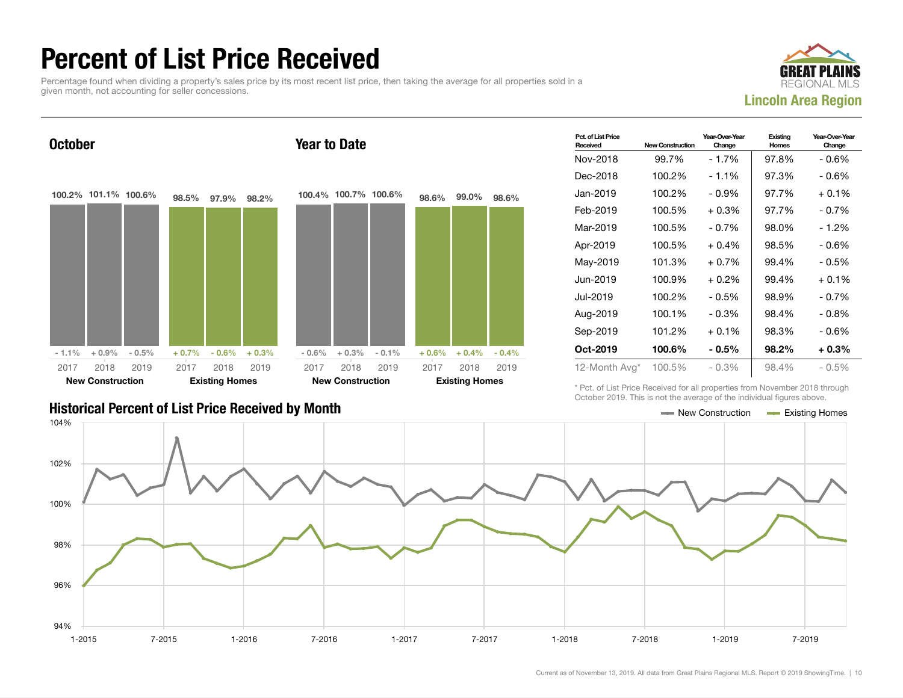# Percent of List Price Received

Percentage found when dividing a property's sales price by its most recent list price, then taking the average for all properties sold in a given month, not accounting for seller concessions.

**GREAT PLAINS REGIONAL MLS**

**Lincoln Area Region**

## October

| | 2017 | 2018 | 2019 |
|---|---|---|---|
| New Construction | 100.2% | 101.1% | 100.6% |
| Change | - 1.1% | + 0.9% | - 0.5% |
| Existing Homes | 98.5% | 97.9% | 98.2% |
| Change | + 0.7% | - 0.6% | + 0.3% |

## Year to Date

| | 2017 | 2018 | 2019 |
|---|---|---|---|
| New Construction | 100.4% | 100.7% | 100.6% |
| Change | - 0.6% | + 0.3% | - 0.1% |
| Existing Homes | 98.6% | 99.0% | 98.6% |
| Change | + 0.6% | + 0.4% | - 0.4% |

| Pct. of List Price Received | New Construction | Year-Over-Year Change | Existing Homes | Year-Over-Year Change |
|---|---|---|---|---|
| Nov-2018 | 99.7% | - 1.7% | 97.8% | - 0.6% |
| Dec-2018 | 100.2% | - 1.1% | 97.3% | - 0.6% |
| Jan-2019 | 100.2% | - 0.9% | 97.7% | + 0.1% |
| Feb-2019 | 100.5% | + 0.3% | 97.7% | - 0.7% |
| Mar-2019 | 100.5% | - 0.7% | 98.0% | - 1.2% |
| Apr-2019 | 100.5% | + 0.4% | 98.5% | - 0.6% |
| May-2019 | 101.3% | + 0.7% | 99.4% | - 0.5% |
| Jun-2019 | 100.9% | + 0.2% | 99.4% | + 0.1% |
| Jul-2019 | 100.2% | - 0.5% | 98.9% | - 0.7% |
| Aug-2019 | 100.1% | - 0.3% | 98.4% | - 0.8% |
| Sep-2019 | 101.2% | + 0.1% | 98.3% | - 0.6% |
| **Oct-2019** | **100.6%** | **- 0.5%** | **98.2%** | **+ 0.3%** |
| 12-Month Avg* | 100.5% | - 0.3% | 98.4% | - 0.5% |

\* Pct. of List Price Received for all properties from November 2018 through October 2019. This is not the average of the individual figures above.

## Historical Percent of List Price Received by Month

New Construction — Existing Homes

Current as of November 13, 2019. All data from Great Plains Regional MLS. Report © 2019 ShowingTime.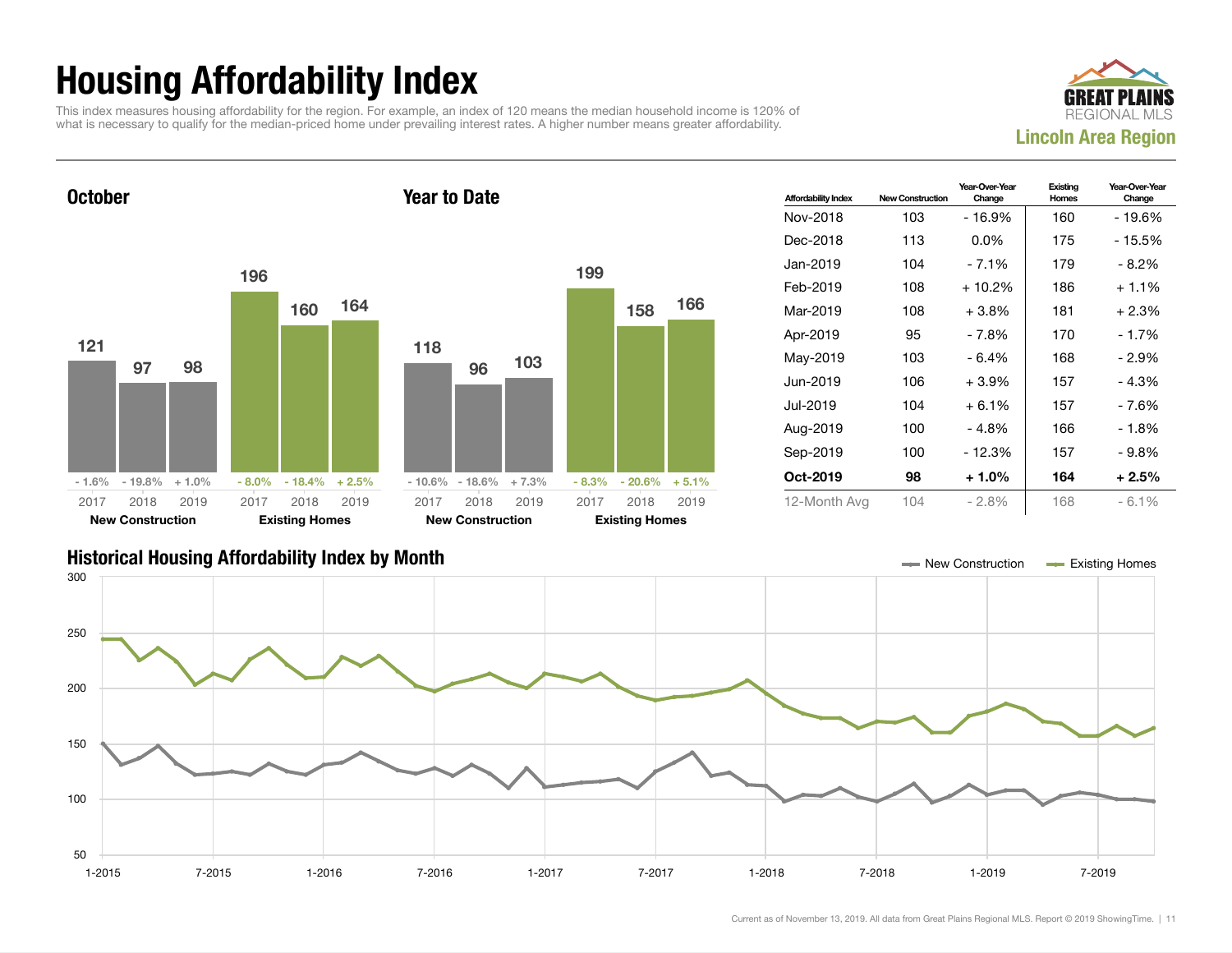# Housing Affordability Index

This index measures housing affordability for the region. For example, an index of 120 means the median household income is 120% of what is necessary to qualify for the median-priced home under prevailing interest rates. A higher number means greater affordability.

GREAT PLAINS REGIONAL MLS

**Lincoln Area Region**

## October

| | 2017 | 2018 | 2019 |
|---|---|---|---|
| **New Construction** | 121 | 97 | 98 |
| Change | - 1.6% | - 19.8% | + 1.0% |
| **Existing Homes** | 196 | 160 | 164 |
| Change | - 8.0% | - 18.4% | + 2.5% |

## Year to Date

| | 2017 | 2018 | 2019 |
|---|---|---|---|
| **New Construction** | 118 | 96 | 103 |
| Change | - 10.6% | - 18.6% | + 7.3% |
| **Existing Homes** | 199 | 158 | 166 |
| Change | - 8.3% | - 20.6% | + 5.1% |

| Affordability Index | New Construction | Year-Over-Year Change | Existing Homes | Year-Over-Year Change |
|---|---|---|---|---|
| Nov-2018 | 103 | - 16.9% | 160 | - 19.6% |
| Dec-2018 | 113 | 0.0% | 175 | - 15.5% |
| Jan-2019 | 104 | - 7.1% | 179 | - 8.2% |
| Feb-2019 | 108 | + 10.2% | 186 | + 1.1% |
| Mar-2019 | 108 | + 3.8% | 181 | + 2.3% |
| Apr-2019 | 95 | - 7.8% | 170 | - 1.7% |
| May-2019 | 103 | - 6.4% | 168 | - 2.9% |
| Jun-2019 | 106 | + 3.9% | 157 | - 4.3% |
| Jul-2019 | 104 | + 6.1% | 157 | - 7.6% |
| Aug-2019 | 100 | - 4.8% | 166 | - 1.8% |
| Sep-2019 | 100 | - 12.3% | 157 | - 9.8% |
| **Oct-2019** | **98** | **+ 1.0%** | **164** | **+ 2.5%** |
| 12-Month Avg | 104 | - 2.8% | 168 | - 6.1% |

## Historical Housing Affordability Index by Month

New Construction — Existing Homes

Current as of November 13, 2019. All data from Great Plains Regional MLS. Report © 2019 ShowingTime.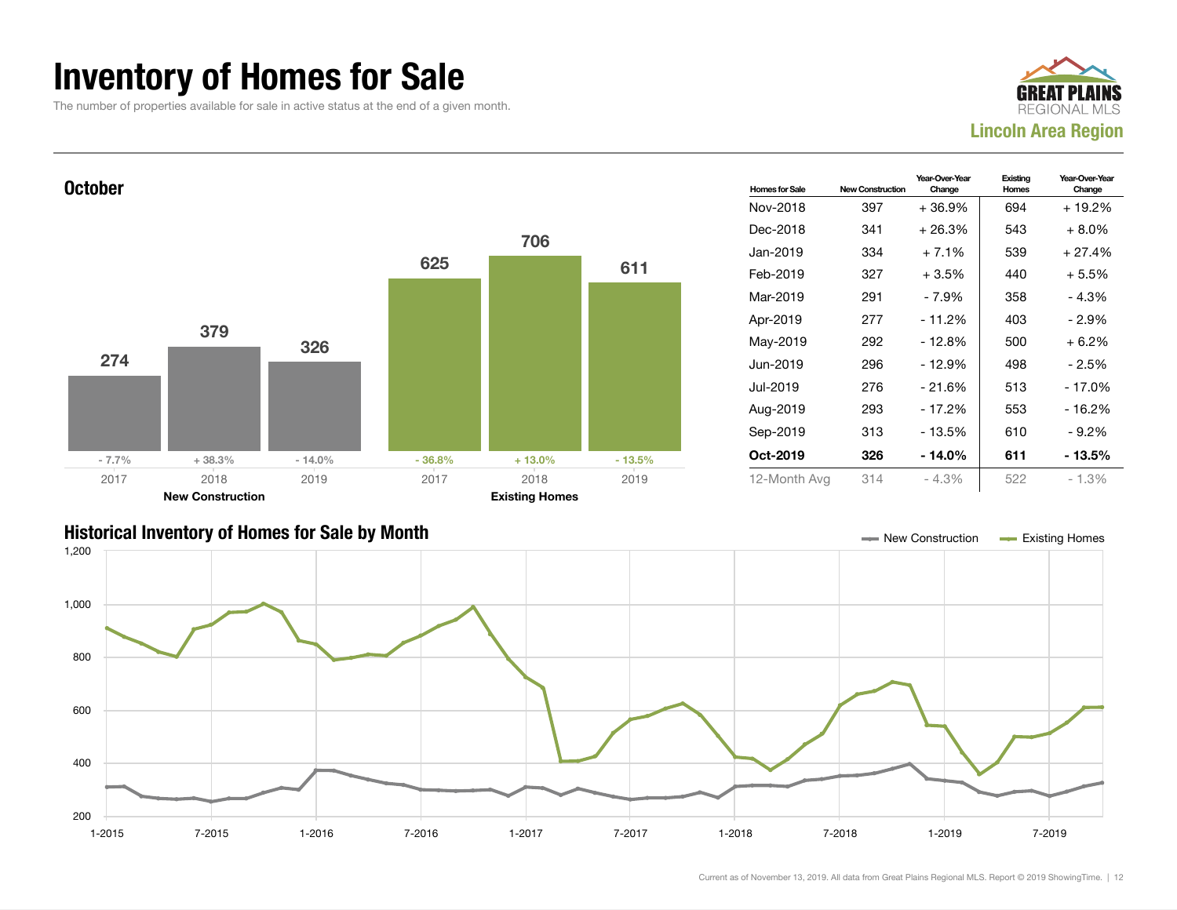# Inventory of Homes for Sale

The number of properties available for sale in active status at the end of a given month.

GREAT PLAINS REGIONAL MLS

**Lincoln Area Region**

## October

| | 2017 | 2018 | 2019 |
|---|---|---|---|
| New Construction | 274 | 379 | 326 |
| Change | - 7.7% | + 38.3% | - 14.0% |
| Existing Homes | 625 | 706 | 611 |
| Change | - 36.8% | + 13.0% | - 13.5% |

| Homes for Sale | New Construction | Year-Over-Year Change | Existing Homes | Year-Over-Year Change |
|---|---|---|---|---|
| Nov-2018 | 397 | + 36.9% | 694 | + 19.2% |
| Dec-2018 | 341 | + 26.3% | 543 | + 8.0% |
| Jan-2019 | 334 | + 7.1% | 539 | + 27.4% |
| Feb-2019 | 327 | + 3.5% | 440 | + 5.5% |
| Mar-2019 | 291 | - 7.9% | 358 | - 4.3% |
| Apr-2019 | 277 | - 11.2% | 403 | - 2.9% |
| May-2019 | 292 | - 12.8% | 500 | + 6.2% |
| Jun-2019 | 296 | - 12.9% | 498 | - 2.5% |
| Jul-2019 | 276 | - 21.6% | 513 | - 17.0% |
| Aug-2019 | 293 | - 17.2% | 553 | - 16.2% |
| Sep-2019 | 313 | - 13.5% | 610 | - 9.2% |
| **Oct-2019** | **326** | **- 14.0%** | **611** | **- 13.5%** |
| 12-Month Avg | 314 | - 4.3% | 522 | - 1.3% |

## Historical Inventory of Homes for Sale by Month

Legend: New Construction, Existing Homes

Y-axis: 200, 400, 600, 800, 1,000, 1,200

X-axis: 1-2015, 7-2015, 1-2016, 7-2016, 1-2017, 7-2017, 1-2018, 7-2018, 1-2019, 7-2019

Current as of November 13, 2019. All data from Great Plains Regional MLS. Report © 2019 ShowingTime.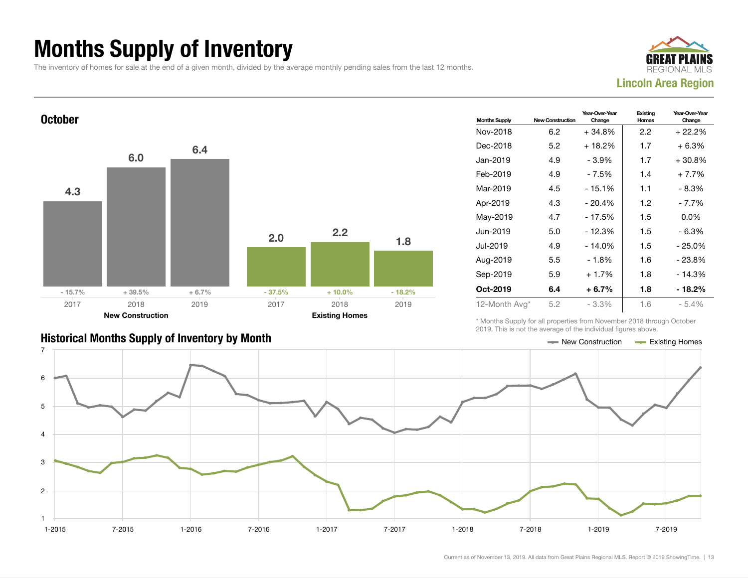# Months Supply of Inventory

The inventory of homes for sale at the end of a given month, divided by the average monthly pending sales from the last 12 months.

GREAT PLAINS REGIONAL MLS

**Lincoln Area Region**

## October

| | 2017 | 2018 | 2019 |
|---|---|---|---|
| **New Construction** | 4.3 | 6.0 | 6.4 |
| Change | - 15.7% | + 39.5% | + 6.7% |
| **Existing Homes** | 2.0 | 2.2 | 1.8 |
| Change | - 37.5% | + 10.0% | - 18.2% |

| Months Supply | New Construction | Year-Over-Year Change | Existing Homes | Year-Over-Year Change |
|---|---|---|---|---|
| Nov-2018 | 6.2 | + 34.8% | 2.2 | + 22.2% |
| Dec-2018 | 5.2 | + 18.2% | 1.7 | + 6.3% |
| Jan-2019 | 4.9 | - 3.9% | 1.7 | + 30.8% |
| Feb-2019 | 4.9 | - 7.5% | 1.4 | + 7.7% |
| Mar-2019 | 4.5 | - 15.1% | 1.1 | - 8.3% |
| Apr-2019 | 4.3 | - 20.4% | 1.2 | - 7.7% |
| May-2019 | 4.7 | - 17.5% | 1.5 | 0.0% |
| Jun-2019 | 5.0 | - 12.3% | 1.5 | - 6.3% |
| Jul-2019 | 4.9 | - 14.0% | 1.5 | - 25.0% |
| Aug-2019 | 5.5 | - 1.8% | 1.6 | - 23.8% |
| Sep-2019 | 5.9 | + 1.7% | 1.8 | - 14.3% |
| **Oct-2019** | **6.4** | **+ 6.7%** | **1.8** | **- 18.2%** |
| 12-Month Avg* | 5.2 | - 3.3% | 1.6 | - 5.4% |

\* Months Supply for all properties from November 2018 through October 2019. This is not the average of the individual figures above.

## Historical Months Supply of Inventory by Month

Legend: New Construction, Existing Homes

Y-axis: 1–7; X-axis: 1-2015, 7-2015, 1-2016, 7-2016, 1-2017, 7-2017, 1-2018, 7-2018, 1-2019, 7-2019

Current as of November 13, 2019. All data from Great Plains Regional MLS. Report © 2019 ShowingTime.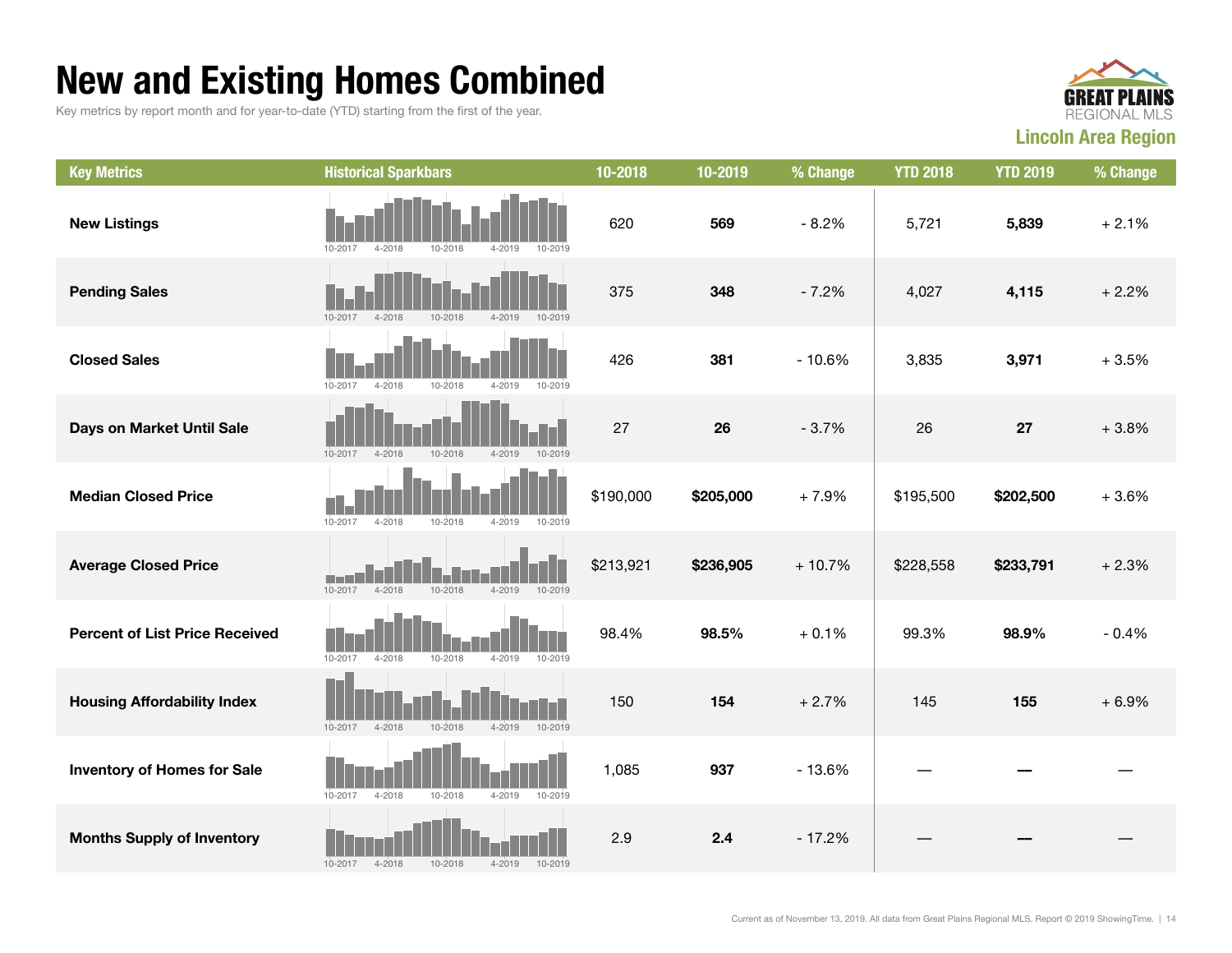# New and Existing Homes Combined

Key metrics by report month and for year-to-date (YTD) starting from the first of the year.

**Lincoln Area Region**

| Key Metrics | Historical Sparkbars | 10-2018 | 10-2019 | % Change | YTD 2018 | YTD 2019 | % Change |
|---|---|---|---|---|---|---|---|
| **New Listings** | 10-2017 4-2018 10-2018 4-2019 10-2019 | 620 | **569** | - 8.2% | 5,721 | **5,839** | + 2.1% |
| **Pending Sales** | 10-2017 4-2018 10-2018 4-2019 10-2019 | 375 | **348** | - 7.2% | 4,027 | **4,115** | + 2.2% |
| **Closed Sales** | 10-2017 4-2018 10-2018 4-2019 10-2019 | 426 | **381** | - 10.6% | 3,835 | **3,971** | + 3.5% |
| **Days on Market Until Sale** | 10-2017 4-2018 10-2018 4-2019 10-2019 | 27 | **26** | - 3.7% | 26 | **27** | + 3.8% |
| **Median Closed Price** | 10-2017 4-2018 10-2018 4-2019 10-2019 | $190,000 | **$205,000** | + 7.9% | $195,500 | **$202,500** | + 3.6% |
| **Average Closed Price** | 10-2017 4-2018 10-2018 4-2019 10-2019 | $213,921 | **$236,905** | + 10.7% | $228,558 | **$233,791** | + 2.3% |
| **Percent of List Price Received** | 10-2017 4-2018 10-2018 4-2019 10-2019 | 98.4% | **98.5%** | + 0.1% | 99.3% | **98.9%** | - 0.4% |
| **Housing Affordability Index** | 10-2017 4-2018 10-2018 4-2019 10-2019 | 150 | **154** | + 2.7% | 145 | **155** | + 6.9% |
| **Inventory of Homes for Sale** | 10-2017 4-2018 10-2018 4-2019 10-2019 | 1,085 | **937** | - 13.6% | — | **—** | — |
| **Months Supply of Inventory** | 10-2017 4-2018 10-2018 4-2019 10-2019 | 2.9 | **2.4** | - 17.2% | — | **—** | — |

Current as of November 13, 2019. All data from Great Plains Regional MLS. Report © 2019 ShowingTime.